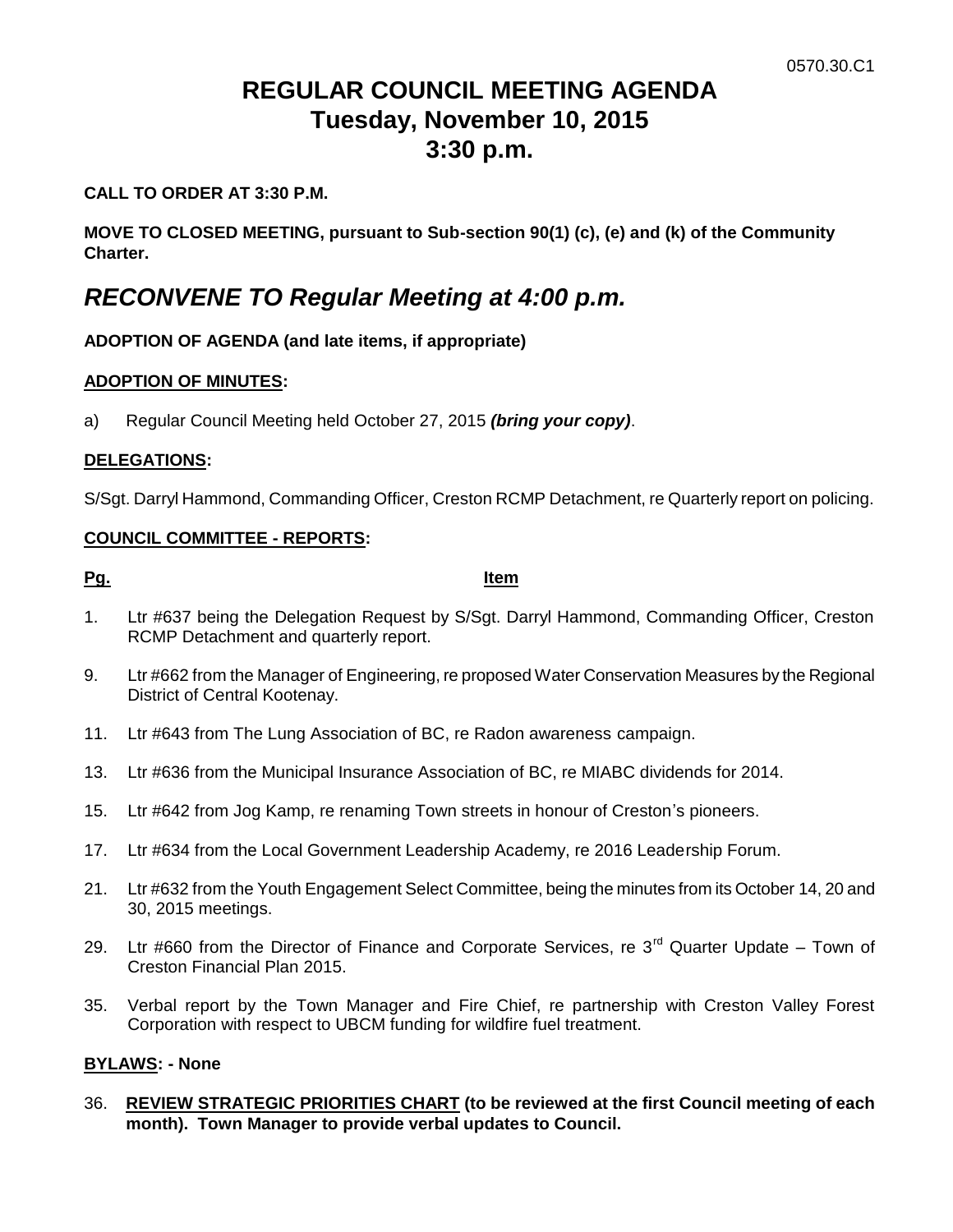0570.30.C1

# REGULAR COUNCIL MEETING AGENDA
# Tuesday, November 10, 2015
# 3:30 p.m.

**CALL TO ORDER AT 3:30 P.M.**

**MOVE TO CLOSED MEETING, pursuant to Sub-section 90(1) (c), (e) and (k) of the Community Charter.**

## *RECONVENE TO Regular Meeting at 4:00 p.m.*

**ADOPTION OF AGENDA (and late items, if appropriate)**

**ADOPTION OF MINUTES:**

a) Regular Council Meeting held October 27, 2015 ***(bring your copy)***.

**DELEGATIONS:**

S/Sgt. Darryl Hammond, Commanding Officer, Creston RCMP Detachment, re Quarterly report on policing.

**COUNCIL COMMITTEE - REPORTS:**

| Pg. | Item |
|---|---|
| 1. | Ltr #637 being the Delegation Request by S/Sgt. Darryl Hammond, Commanding Officer, Creston RCMP Detachment and quarterly report. |
| 9. | Ltr #662 from the Manager of Engineering, re proposed Water Conservation Measures by the Regional District of Central Kootenay. |
| 11. | Ltr #643 from The Lung Association of BC, re Radon awareness campaign. |
| 13. | Ltr #636 from the Municipal Insurance Association of BC, re MIABC dividends for 2014. |
| 15. | Ltr #642 from Jog Kamp, re renaming Town streets in honour of Creston's pioneers. |
| 17. | Ltr #634 from the Local Government Leadership Academy, re 2016 Leadership Forum. |
| 21. | Ltr #632 from the Youth Engagement Select Committee, being the minutes from its October 14, 20 and 30, 2015 meetings. |
| 29. | Ltr #660 from the Director of Finance and Corporate Services, re 3rd Quarter Update – Town of Creston Financial Plan 2015. |
| 35. | Verbal report by the Town Manager and Fire Chief, re partnership with Creston Valley Forest Corporation with respect to UBCM funding for wildfire fuel treatment. |

**BYLAWS: - None**

36. **REVIEW STRATEGIC PRIORITIES CHART (to be reviewed at the first Council meeting of each month). Town Manager to provide verbal updates to Council.**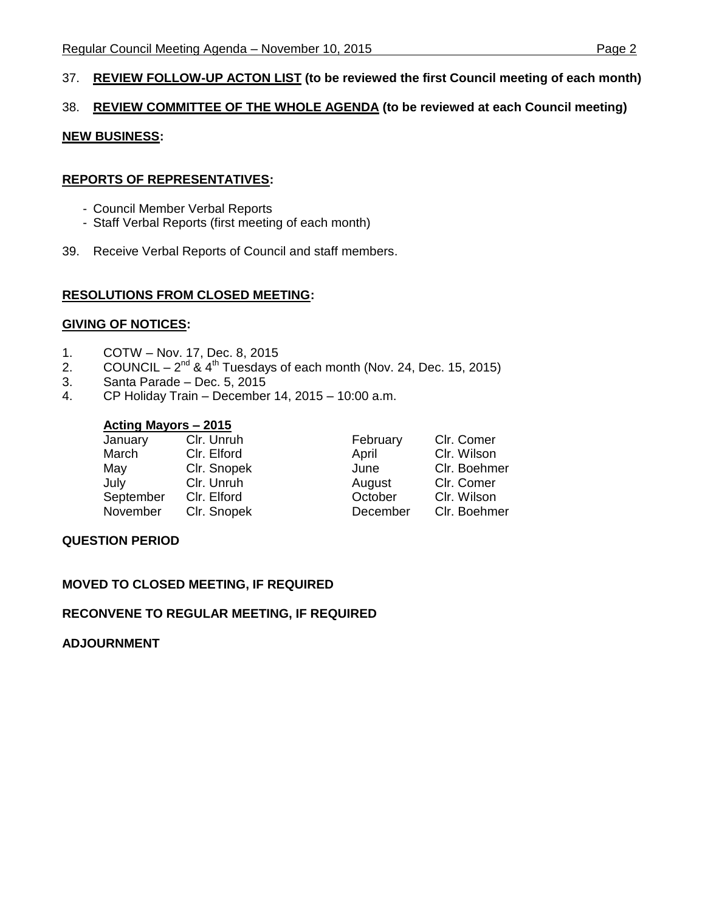37. **REVIEW FOLLOW-UP ACTON LIST (to be reviewed the first Council meeting of each month)**

38. **REVIEW COMMITTEE OF THE WHOLE AGENDA (to be reviewed at each Council meeting)**

**NEW BUSINESS:**

**REPORTS OF REPRESENTATIVES:**

- Council Member Verbal Reports
- Staff Verbal Reports (first meeting of each month)

39. Receive Verbal Reports of Council and staff members.

**RESOLUTIONS FROM CLOSED MEETING:**

**GIVING OF NOTICES:**

1. COTW – Nov. 17, Dec. 8, 2015
2. COUNCIL – 2nd & 4th Tuesdays of each month (Nov. 24, Dec. 15, 2015)
3. Santa Parade – Dec. 5, 2015
4. CP Holiday Train – December 14, 2015 – 10:00 a.m.

**Acting Mayors – 2015**

| | | | |
|---|---|---|---|
| January | Clr. Unruh | February | Clr. Comer |
| March | Clr. Elford | April | Clr. Wilson |
| May | Clr. Snopek | June | Clr. Boehmer |
| July | Clr. Unruh | August | Clr. Comer |
| September | Clr. Elford | October | Clr. Wilson |
| November | Clr. Snopek | December | Clr. Boehmer |

**QUESTION PERIOD**

**MOVED TO CLOSED MEETING, IF REQUIRED**

**RECONVENE TO REGULAR MEETING, IF REQUIRED**

**ADJOURNMENT**